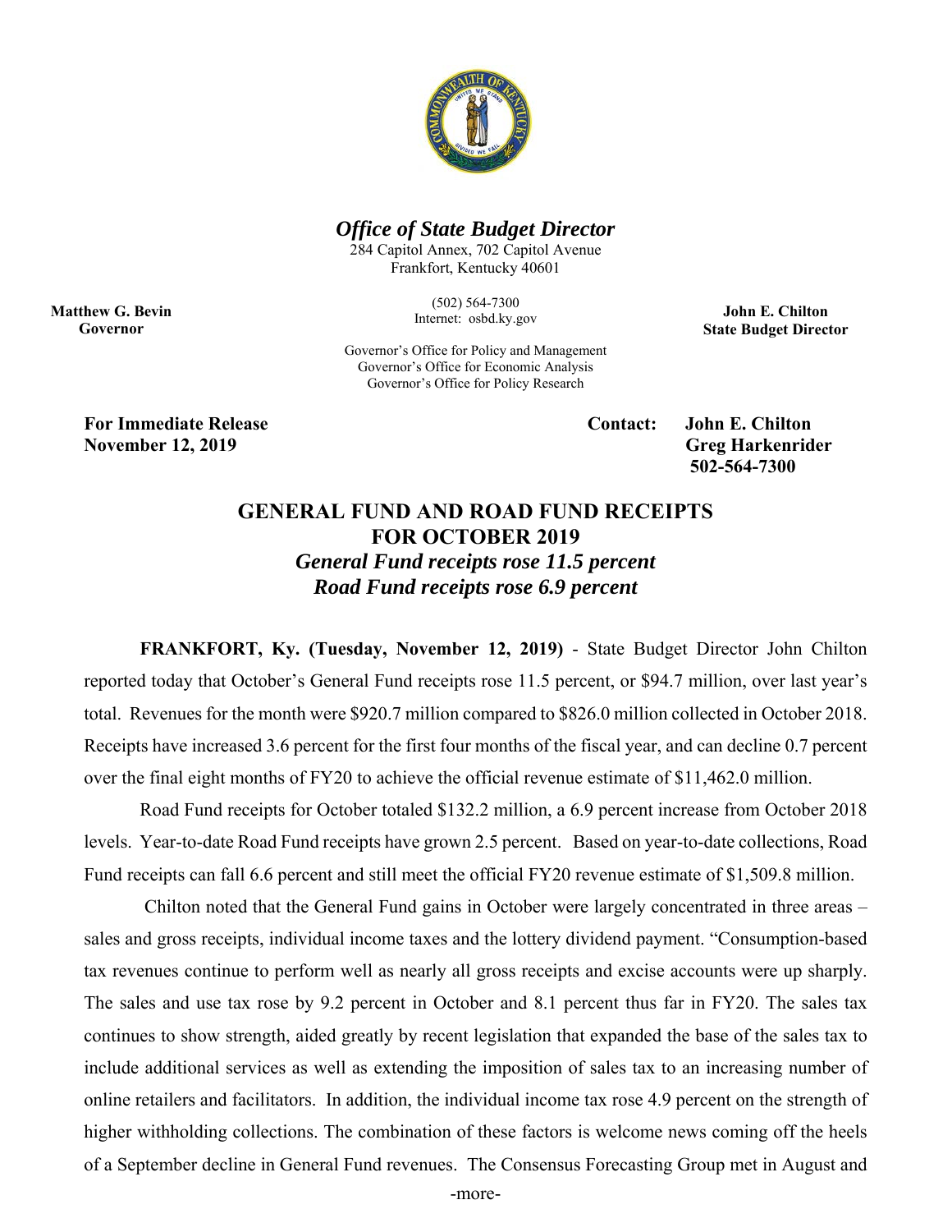# *Office of State Budget Director*

284 Capitol Annex, 702 Capitol Avenue
Frankfort, Kentucky 40601

(502) 564-7300
Internet: osbd.ky.gov

Governor's Office for Policy and Management
Governor's Office for Economic Analysis
Governor's Office for Policy Research

**Matthew G. Bevin**
**Governor**

**John E. Chilton**
**State Budget Director**

**For Immediate Release**
**November 12, 2019**

**Contact: John E. Chilton**
**Greg Harkenrider**
**502-564-7300**

## GENERAL FUND AND ROAD FUND RECEIPTS FOR OCTOBER 2019

### *General Fund receipts rose 11.5 percent*
### *Road Fund receipts rose 6.9 percent*

**FRANKFORT, Ky. (Tuesday, November 12, 2019)** - State Budget Director John Chilton reported today that October's General Fund receipts rose 11.5 percent, or $94.7 million, over last year's total. Revenues for the month were $920.7 million compared to $826.0 million collected in October 2018. Receipts have increased 3.6 percent for the first four months of the fiscal year, and can decline 0.7 percent over the final eight months of FY20 to achieve the official revenue estimate of $11,462.0 million.

Road Fund receipts for October totaled $132.2 million, a 6.9 percent increase from October 2018 levels. Year-to-date Road Fund receipts have grown 2.5 percent. Based on year-to-date collections, Road Fund receipts can fall 6.6 percent and still meet the official FY20 revenue estimate of $1,509.8 million.

Chilton noted that the General Fund gains in October were largely concentrated in three areas – sales and gross receipts, individual income taxes and the lottery dividend payment. "Consumption-based tax revenues continue to perform well as nearly all gross receipts and excise accounts were up sharply. The sales and use tax rose by 9.2 percent in October and 8.1 percent thus far in FY20. The sales tax continues to show strength, aided greatly by recent legislation that expanded the base of the sales tax to include additional services as well as extending the imposition of sales tax to an increasing number of online retailers and facilitators. In addition, the individual income tax rose 4.9 percent on the strength of higher withholding collections. The combination of these factors is welcome news coming off the heels of a September decline in General Fund revenues. The Consensus Forecasting Group met in August and

-more-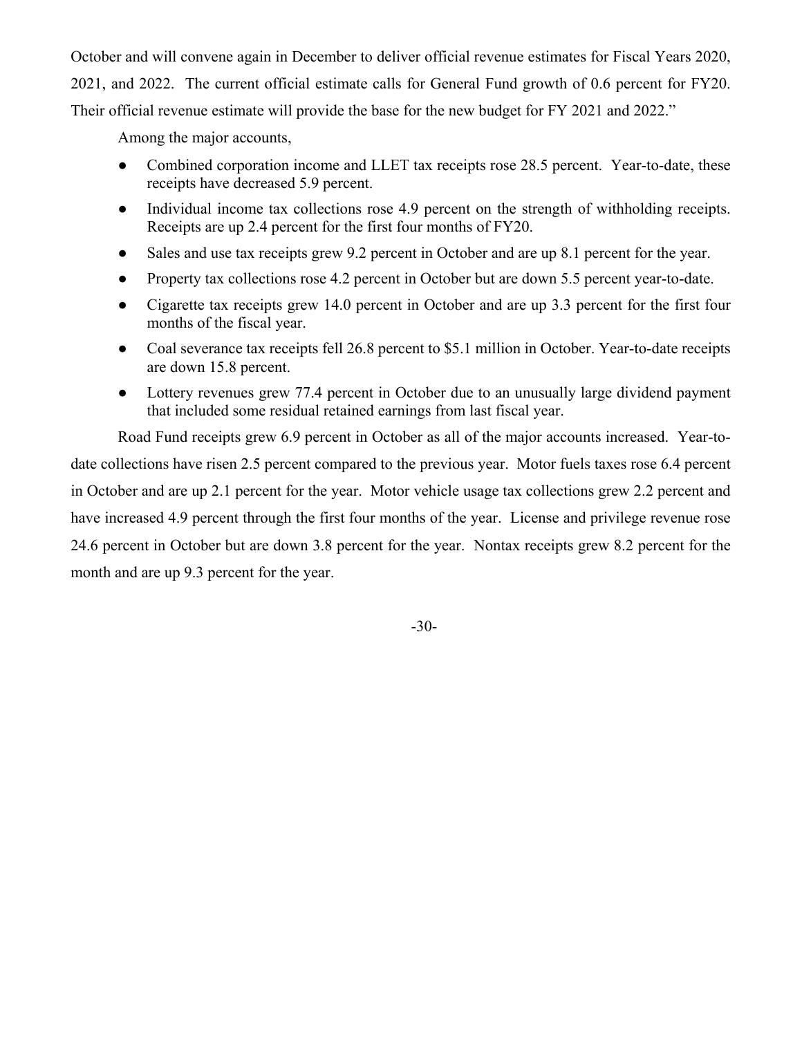October and will convene again in December to deliver official revenue estimates for Fiscal Years 2020, 2021, and 2022. The current official estimate calls for General Fund growth of 0.6 percent for FY20. Their official revenue estimate will provide the base for the new budget for FY 2021 and 2022."

Among the major accounts,

- Combined corporation income and LLET tax receipts rose 28.5 percent. Year-to-date, these receipts have decreased 5.9 percent.
- Individual income tax collections rose 4.9 percent on the strength of withholding receipts. Receipts are up 2.4 percent for the first four months of FY20.
- Sales and use tax receipts grew 9.2 percent in October and are up 8.1 percent for the year.
- Property tax collections rose 4.2 percent in October but are down 5.5 percent year-to-date.
- Cigarette tax receipts grew 14.0 percent in October and are up 3.3 percent for the first four months of the fiscal year.
- Coal severance tax receipts fell 26.8 percent to $5.1 million in October. Year-to-date receipts are down 15.8 percent.
- Lottery revenues grew 77.4 percent in October due to an unusually large dividend payment that included some residual retained earnings from last fiscal year.

Road Fund receipts grew 6.9 percent in October as all of the major accounts increased. Year-to-date collections have risen 2.5 percent compared to the previous year. Motor fuels taxes rose 6.4 percent in October and are up 2.1 percent for the year. Motor vehicle usage tax collections grew 2.2 percent and have increased 4.9 percent through the first four months of the year. License and privilege revenue rose 24.6 percent in October but are down 3.8 percent for the year. Nontax receipts grew 8.2 percent for the month and are up 9.3 percent for the year.

-30-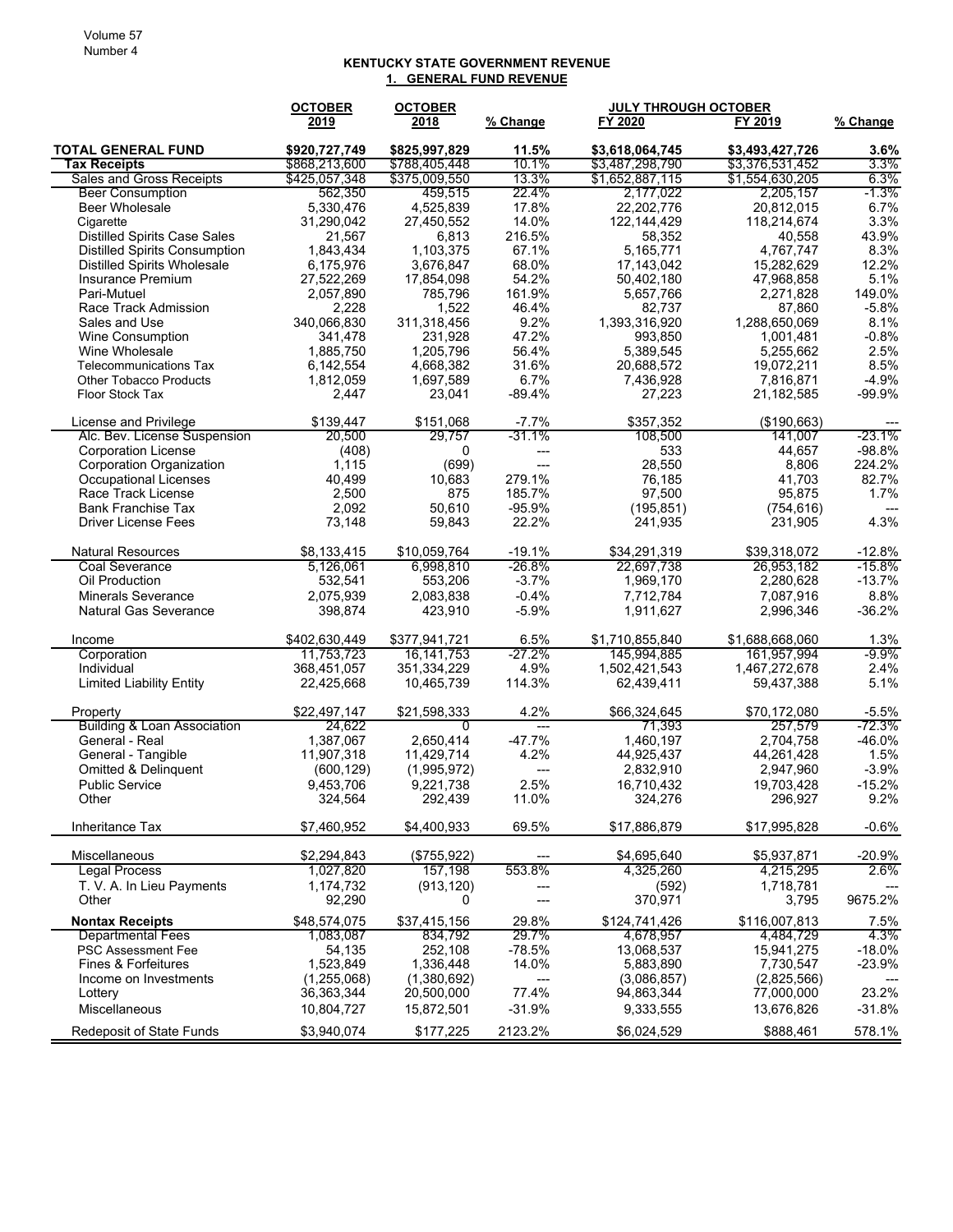**KENTUCKY STATE GOVERNMENT REVENUE**

**1. GENERAL FUND REVENUE**

| | OCTOBER 2019 | OCTOBER 2018 | % Change | JULY THROUGH OCTOBER FY 2020 | FY 2019 | % Change |
|---|---|---|---|---|---|---|
| **TOTAL GENERAL FUND** | **$920,727,749** | **$825,997,829** | **11.5%** | **$3,618,064,745** | **$3,493,427,726** | **3.6%** |
| **Tax Receipts** | $868,213,600 | $788,405,448 | 10.1% | $3,487,298,790 | $3,376,531,452 | 3.3% |
| Sales and Gross Receipts | $425,057,348 | $375,009,550 | 13.3% | $1,652,887,115 | $1,554,630,205 | 6.3% |
| Beer Consumption | 562,350 | 459,515 | 22.4% | 2,177,022 | 2,205,157 | -1.3% |
| Beer Wholesale | 5,330,476 | 4,525,839 | 17.8% | 22,202,776 | 20,812,015 | 6.7% |
| Cigarette | 31,290,042 | 27,450,552 | 14.0% | 122,144,429 | 118,214,674 | 3.3% |
| Distilled Spirits Case Sales | 21,567 | 6,813 | 216.5% | 58,352 | 40,558 | 43.9% |
| Distilled Spirits Consumption | 1,843,434 | 1,103,375 | 67.1% | 5,165,771 | 4,767,747 | 8.3% |
| Distilled Spirits Wholesale | 6,175,976 | 3,676,847 | 68.0% | 17,143,042 | 15,282,629 | 12.2% |
| Insurance Premium | 27,522,269 | 17,854,098 | 54.2% | 50,402,180 | 47,968,858 | 5.1% |
| Pari-Mutuel | 2,057,890 | 785,796 | 161.9% | 5,657,766 | 2,271,828 | 149.0% |
| Race Track Admission | 2,228 | 1,522 | 46.4% | 82,737 | 87,860 | -5.8% |
| Sales and Use | 340,066,830 | 311,318,456 | 9.2% | 1,393,316,920 | 1,288,650,069 | 8.1% |
| Wine Consumption | 341,478 | 231,928 | 47.2% | 993,850 | 1,001,481 | -0.8% |
| Wine Wholesale | 1,885,750 | 1,205,796 | 56.4% | 5,389,545 | 5,255,662 | 2.5% |
| Telecommunications Tax | 6,142,554 | 4,668,382 | 31.6% | 20,688,572 | 19,072,211 | 8.5% |
| Other Tobacco Products | 1,812,059 | 1,697,589 | 6.7% | 7,436,928 | 7,816,871 | -4.9% |
| Floor Stock Tax | 2,447 | 23,041 | -89.4% | 27,223 | 21,182,585 | -99.9% |
| | | | | | | |
| License and Privilege | $139,447 | $151,068 | -7.7% | $357,352 | ($190,663) | --- |
| Alc. Bev. License Suspension | 20,500 | 29,757 | -31.1% | 108,500 | 141,007 | -23.1% |
| Corporation License | (408) | 0 | --- | 533 | 44,657 | -98.8% |
| Corporation Organization | 1,115 | (699) | --- | 28,550 | 8,806 | 224.2% |
| Occupational Licenses | 40,499 | 10,683 | 279.1% | 76,185 | 41,703 | 82.7% |
| Race Track License | 2,500 | 875 | 185.7% | 97,500 | 95,875 | 1.7% |
| Bank Franchise Tax | 2,092 | 50,610 | -95.9% | (195,851) | (754,616) | --- |
| Driver License Fees | 73,148 | 59,843 | 22.2% | 241,935 | 231,905 | 4.3% |
| | | | | | | |
| Natural Resources | $8,133,415 | $10,059,764 | -19.1% | $34,291,319 | $39,318,072 | -12.8% |
| Coal Severance | 5,126,061 | 6,998,810 | -26.8% | 22,697,738 | 26,953,182 | -15.8% |
| Oil Production | 532,541 | 553,206 | -3.7% | 1,969,170 | 2,280,628 | -13.7% |
| Minerals Severance | 2,075,939 | 2,083,838 | -0.4% | 7,712,784 | 7,087,916 | 8.8% |
| Natural Gas Severance | 398,874 | 423,910 | -5.9% | 1,911,627 | 2,996,346 | -36.2% |
| | | | | | | |
| Income | $402,630,449 | $377,941,721 | 6.5% | $1,710,855,840 | $1,688,668,060 | 1.3% |
| Corporation | 11,753,723 | 16,141,753 | -27.2% | 145,994,885 | 161,957,994 | -9.9% |
| Individual | 368,451,057 | 351,334,229 | 4.9% | 1,502,421,543 | 1,467,272,678 | 2.4% |
| Limited Liability Entity | 22,425,668 | 10,465,739 | 114.3% | 62,439,411 | 59,437,388 | 5.1% |
| | | | | | | |
| Property | $22,497,147 | $21,598,333 | 4.2% | $66,324,645 | $70,172,080 | -5.5% |
| Building & Loan Association | 24,622 | 0 | --- | 71,393 | 257,579 | -72.3% |
| General - Real | 1,387,067 | 2,650,414 | -47.7% | 1,460,197 | 2,704,758 | -46.0% |
| General - Tangible | 11,907,318 | 11,429,714 | 4.2% | 44,925,437 | 44,261,428 | 1.5% |
| Omitted & Delinquent | (600,129) | (1,995,972) | --- | 2,832,910 | 2,947,960 | -3.9% |
| Public Service | 9,453,706 | 9,221,738 | 2.5% | 16,710,432 | 19,703,428 | -15.2% |
| Other | 324,564 | 292,439 | 11.0% | 324,276 | 296,927 | 9.2% |
| | | | | | | |
| Inheritance Tax | $7,460,952 | $4,400,933 | 69.5% | $17,886,879 | $17,995,828 | -0.6% |
| | | | | | | |
| Miscellaneous | $2,294,843 | ($755,922) | --- | $4,695,640 | $5,937,871 | -20.9% |
| Legal Process | 1,027,820 | 157,198 | 553.8% | 4,325,260 | 4,215,295 | 2.6% |
| T. V. A. In Lieu Payments | 1,174,732 | (913,120) | --- | (592) | 1,718,781 | --- |
| Other | 92,290 | 0 | --- | 370,971 | 3,795 | 9675.2% |
| | | | | | | |
| **Nontax Receipts** | $48,574,075 | $37,415,156 | 29.8% | $124,741,426 | $116,007,813 | 7.5% |
| Departmental Fees | 1,083,087 | 834,792 | 29.7% | 4,678,957 | 4,484,729 | 4.3% |
| PSC Assessment Fee | 54,135 | 252,108 | -78.5% | 13,068,537 | 15,941,275 | -18.0% |
| Fines & Forfeitures | 1,523,849 | 1,336,448 | 14.0% | 5,883,890 | 7,730,547 | -23.9% |
| Income on Investments | (1,255,068) | (1,380,692) | --- | (3,086,857) | (2,825,566) | --- |
| Lottery | 36,363,344 | 20,500,000 | 77.4% | 94,863,344 | 77,000,000 | 23.2% |
| Miscellaneous | 10,804,727 | 15,872,501 | -31.9% | 9,333,555 | 13,676,826 | -31.8% |
| | | | | | | |
| Redeposit of State Funds | $3,940,074 | $177,225 | 2123.2% | $6,024,529 | $888,461 | 578.1% |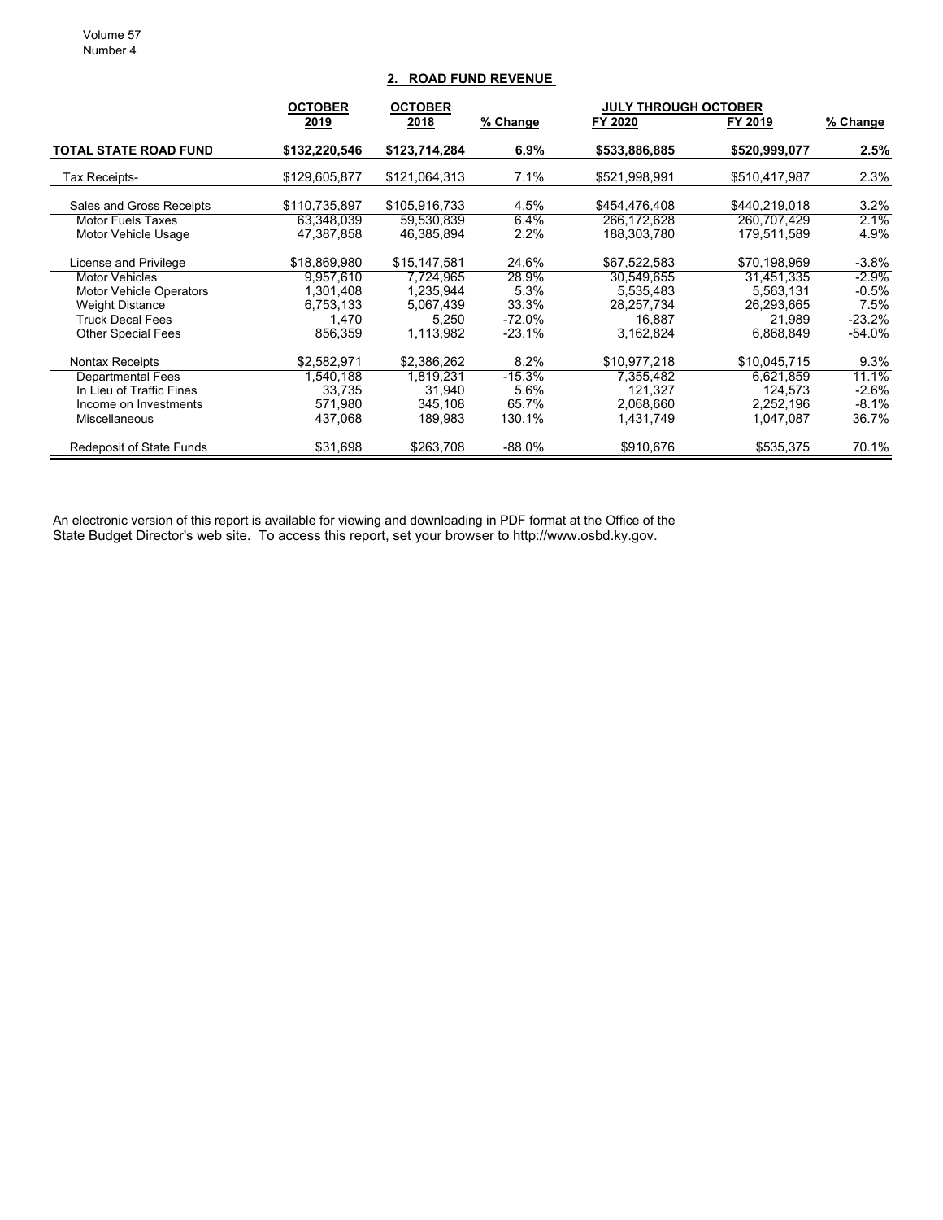## 2. ROAD FUND REVENUE

| | OCTOBER 2019 | OCTOBER 2018 | % Change | JULY THROUGH OCTOBER FY 2020 | FY 2019 | % Change |
|---|---|---|---|---|---|---|
| **TOTAL STATE ROAD FUND** | **$132,220,546** | **$123,714,284** | **6.9%** | **$533,886,885** | **$520,999,077** | **2.5%** |
| Tax Receipts- | $129,605,877 | $121,064,313 | 7.1% | $521,998,991 | $510,417,987 | 2.3% |
| Sales and Gross Receipts | $110,735,897 | $105,916,733 | 4.5% | $454,476,408 | $440,219,018 | 3.2% |
| Motor Fuels Taxes | 63,348,039 | 59,530,839 | 6.4% | 266,172,628 | 260,707,429 | 2.1% |
| Motor Vehicle Usage | 47,387,858 | 46,385,894 | 2.2% | 188,303,780 | 179,511,589 | 4.9% |
| License and Privilege | $18,869,980 | $15,147,581 | 24.6% | $67,522,583 | $70,198,969 | -3.8% |
| Motor Vehicles | 9,957,610 | 7,724,965 | 28.9% | 30,549,655 | 31,451,335 | -2.9% |
| Motor Vehicle Operators | 1,301,408 | 1,235,944 | 5.3% | 5,535,483 | 5,563,131 | -0.5% |
| Weight Distance | 6,753,133 | 5,067,439 | 33.3% | 28,257,734 | 26,293,665 | 7.5% |
| Truck Decal Fees | 1,470 | 5,250 | -72.0% | 16,887 | 21,989 | -23.2% |
| Other Special Fees | 856,359 | 1,113,982 | -23.1% | 3,162,824 | 6,868,849 | -54.0% |
| Nontax Receipts | $2,582,971 | $2,386,262 | 8.2% | $10,977,218 | $10,045,715 | 9.3% |
| Departmental Fees | 1,540,188 | 1,819,231 | -15.3% | 7,355,482 | 6,621,859 | 11.1% |
| In Lieu of Traffic Fines | 33,735 | 31,940 | 5.6% | 121,327 | 124,573 | -2.6% |
| Income on Investments | 571,980 | 345,108 | 65.7% | 2,068,660 | 2,252,196 | -8.1% |
| Miscellaneous | 437,068 | 189,983 | 130.1% | 1,431,749 | 1,047,087 | 36.7% |
| Redeposit of State Funds | $31,698 | $263,708 | -88.0% | $910,676 | $535,375 | 70.1% |

An electronic version of this report is available for viewing and downloading in PDF format at the Office of the State Budget Director's web site. To access this report, set your browser to http://www.osbd.ky.gov.